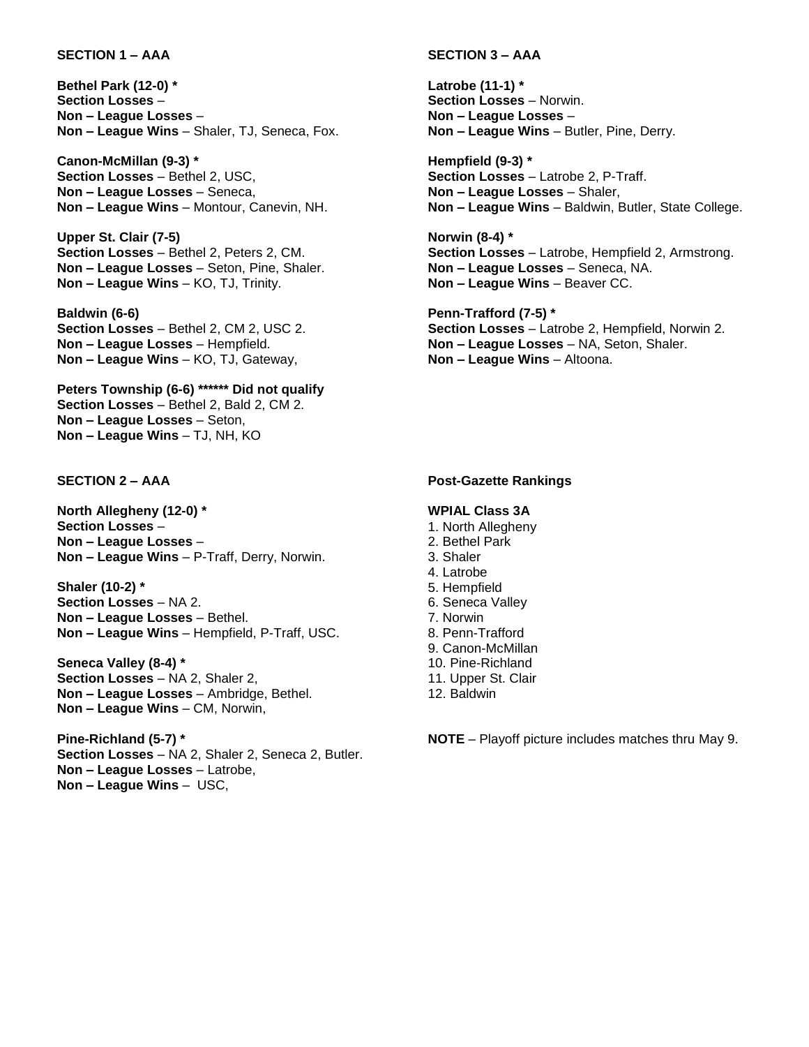## SECTION 1 – AAA

**Bethel Park (12-0) ***
**Section Losses** –
**Non – League Losses** –
**Non – League Wins** – Shaler, TJ, Seneca, Fox.

**Canon-McMillan (9-3) ***
**Section Losses** – Bethel 2, USC,
**Non – League Losses** – Seneca,
**Non – League Wins** – Montour, Canevin, NH.

**Upper St. Clair (7-5)**
**Section Losses** – Bethel 2, Peters 2, CM.
**Non – League Losses** – Seton, Pine, Shaler.
**Non – League Wins** – KO, TJ, Trinity.

**Baldwin (6-6)**
**Section Losses** – Bethel 2, CM 2, USC 2.
**Non – League Losses** – Hempfield.
**Non – League Wins** – KO, TJ, Gateway,

**Peters Township (6-6) ****** Did not qualify**
**Section Losses** – Bethel 2, Bald 2, CM 2.
**Non – League Losses** – Seton,
**Non – League Wins** – TJ, NH, KO

## SECTION 2 – AAA

**North Allegheny (12-0) ***
**Section Losses** –
**Non – League Losses** –
**Non – League Wins** – P-Traff, Derry, Norwin.

**Shaler (10-2) ***
**Section Losses** – NA 2.
**Non – League Losses** – Bethel.
**Non – League Wins** – Hempfield, P-Traff, USC.

**Seneca Valley (8-4) ***
**Section Losses** – NA 2, Shaler 2,
**Non – League Losses** – Ambridge, Bethel.
**Non – League Wins** – CM, Norwin,

**Pine-Richland (5-7) ***
**Section Losses** – NA 2, Shaler 2, Seneca 2, Butler.
**Non – League Losses** – Latrobe,
**Non – League Wins** – USC,

## SECTION 3 – AAA

**Latrobe (11-1) ***
**Section Losses** – Norwin.
**Non – League Losses** –
**Non – League Wins** – Butler, Pine, Derry.

**Hempfield (9-3) ***
**Section Losses** – Latrobe 2, P-Traff.
**Non – League Losses** – Shaler,
**Non – League Wins** – Baldwin, Butler, State College.

**Norwin (8-4) ***
**Section Losses** – Latrobe, Hempfield 2, Armstrong.
**Non – League Losses** – Seneca, NA.
**Non – League Wins** – Beaver CC.

**Penn-Trafford (7-5) ***
**Section Losses** – Latrobe 2, Hempfield, Norwin 2.
**Non – League Losses** – NA, Seton, Shaler.
**Non – League Wins** – Altoona.

## Post-Gazette Rankings

**WPIAL Class 3A**

1. North Allegheny
2. Bethel Park
3. Shaler
4. Latrobe
5. Hempfield
6. Seneca Valley
7. Norwin
8. Penn-Trafford
9. Canon-McMillan
10. Pine-Richland
11. Upper St. Clair
12. Baldwin

**NOTE** – Playoff picture includes matches thru May 9.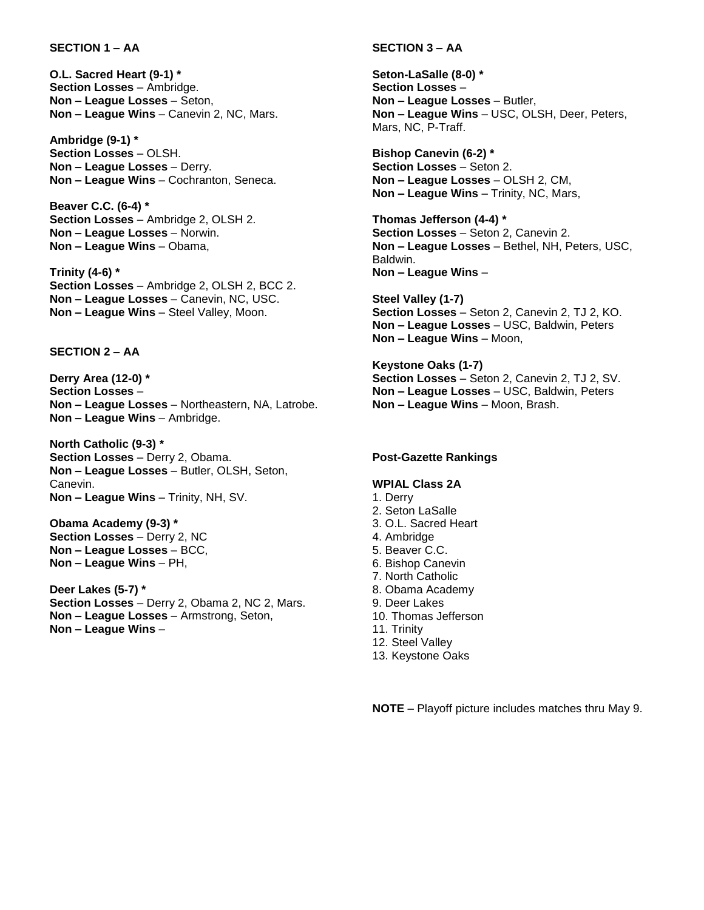**SECTION 1 – AA**

**O.L. Sacred Heart (9-1) ***
**Section Losses** – Ambridge.
**Non – League Losses** – Seton,
**Non – League Wins** – Canevin 2, NC, Mars.

**Ambridge (9-1) ***
**Section Losses** – OLSH.
**Non – League Losses** – Derry.
**Non – League Wins** – Cochranton, Seneca.

**Beaver C.C. (6-4) ***
**Section Losses** – Ambridge 2, OLSH 2.
**Non – League Losses** – Norwin.
**Non – League Wins** – Obama,

**Trinity (4-6) ***
**Section Losses** – Ambridge 2, OLSH 2, BCC 2.
**Non – League Losses** – Canevin, NC, USC.
**Non – League Wins** – Steel Valley, Moon.

**SECTION 2 – AA**

**Derry Area (12-0) ***
**Section Losses** –
**Non – League Losses** – Northeastern, NA, Latrobe.
**Non – League Wins** – Ambridge.

**North Catholic (9-3) ***
**Section Losses** – Derry 2, Obama.
**Non – League Losses** – Butler, OLSH, Seton, Canevin.
**Non – League Wins** – Trinity, NH, SV.

**Obama Academy (9-3) ***
**Section Losses** – Derry 2, NC
**Non – League Losses** – BCC,
**Non – League Wins** – PH,

**Deer Lakes (5-7) ***
**Section Losses** – Derry 2, Obama 2, NC 2, Mars.
**Non – League Losses** – Armstrong, Seton,
**Non – League Wins** –

**SECTION 3 – AA**

**Seton-LaSalle (8-0) ***
**Section Losses** –
**Non – League Losses** – Butler,
**Non – League Wins** – USC, OLSH, Deer, Peters, Mars, NC, P-Traff.

**Bishop Canevin (6-2) ***
**Section Losses** – Seton 2.
**Non – League Losses** – OLSH 2, CM,
**Non – League Wins** – Trinity, NC, Mars,

**Thomas Jefferson (4-4) ***
**Section Losses** – Seton 2, Canevin 2.
**Non – League Losses** – Bethel, NH, Peters, USC, Baldwin.
**Non – League Wins** –

**Steel Valley (1-7)**
**Section Losses** – Seton 2, Canevin 2, TJ 2, KO.
**Non – League Losses** – USC, Baldwin, Peters
**Non – League Wins** – Moon,

**Keystone Oaks (1-7)**
**Section Losses** – Seton 2, Canevin 2, TJ 2, SV.
**Non – League Losses** – USC, Baldwin, Peters
**Non – League Wins** – Moon, Brash.

**Post-Gazette Rankings**

**WPIAL Class 2A**
1. Derry
2. Seton LaSalle
3. O.L. Sacred Heart
4. Ambridge
5. Beaver C.C.
6. Bishop Canevin
7. North Catholic
8. Obama Academy
9. Deer Lakes
10. Thomas Jefferson
11. Trinity
12. Steel Valley
13. Keystone Oaks

**NOTE** – Playoff picture includes matches thru May 9.